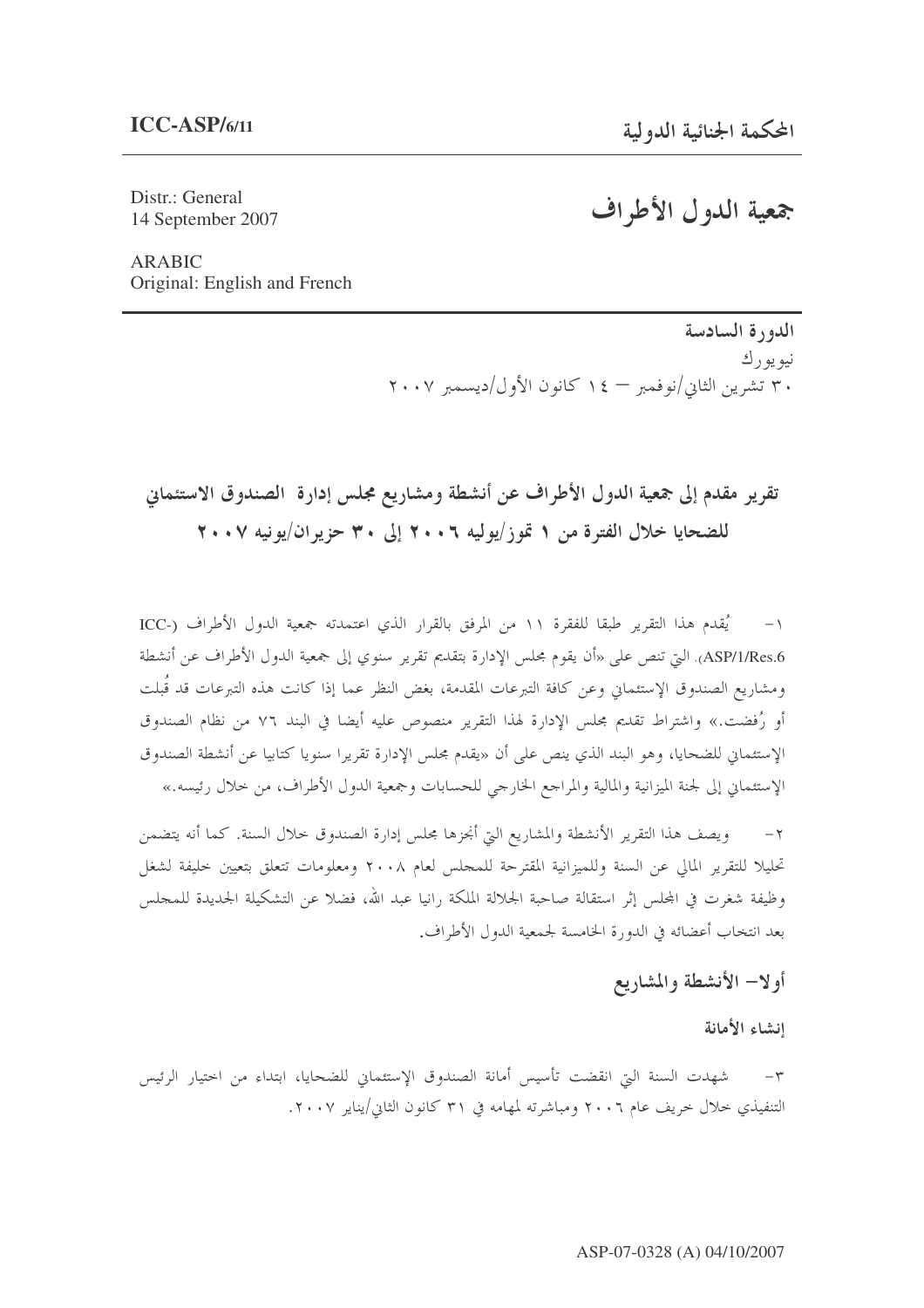**ICC-ASP/6/11**

**المحكمة الجنائية الدولية**

Distr.: General
14 September 2007

ARABIC
Original: English and French

# جمعية الدول الأطراف

**الدورة السادسة**
نيويورك
٣٠ تشرين الثاني/نوفمبر – ١٤ كانون الأول/ديسمبر ٢٠٠٧

## تقرير مقدم إلى جمعية الدول الأطراف عن أنشطة ومشاريع مجلس إدارة الصندوق الاستئماني للضحايا خلال الفترة من ١ تموز/يوليه ٢٠٠٦ إلى ٣٠ حزيران/يونيه ٢٠٠٧

١- يُقدم هذا التقرير طبقا للفقرة ١١ من المرفق بالقرار الذي اعتمدته جمعية الدول الأطراف (ICC-ASP/1/Res.6) التي تنص على «أن يقوم مجلس الإدارة بتقديم تقرير سنوي إلى جمعية الدول الأطراف عن أنشطة ومشاريع الصندوق الإستئماني وعن كافة التبرعات المقدمة، بغض النظر عما إذا كانت هذه التبرعات قد قُبلت أو رُفضت.» واشتراط تقديم مجلس الإدارة لهذا التقرير منصوص عليه أيضا في البند ٧٦ من نظام الصندوق الإستئماني للضحايا، وهو البند الذي ينص على أن «يقدم مجلس الإدارة تقريرا سنويا كتابيا عن أنشطة الصندوق الإستئماني إلى لجنة الميزانية والمالية والمراجع الخارجي للحسابات وجمعية الدول الأطراف، من خلال رئيسه.»

٢- ويصف هذا التقرير الأنشطة والمشاريع التي أنجزها مجلس إدارة الصندوق خلال السنة. كما أنه يتضمن تحليلا للتقرير المالي عن السنة وللميزانية المقترحة للمجلس لعام ٢٠٠٨ ومعلومات تتعلق بتعيين خليفة لشغل وظيفة شغرت في المجلس إثر استقالة صاحبة الجلالة الملكة رانيا عبد الله، فضلا عن التشكيلة الجديدة للمجلس بعد انتخاب أعضائه في الدورة الخامسة لجمعية الدول الأطراف.

## أولا– الأنشطة والمشاريع

### إنشاء الأمانة

٣- شهدت السنة التي انقضت تأسيس أمانة الصندوق الإستئماني للضحايا، ابتداء من اختيار الرئيس التنفيذي خلال خريف عام ٢٠٠٦ ومباشرته لمهامه في ٣١ كانون الثاني/يناير ٢٠٠٧.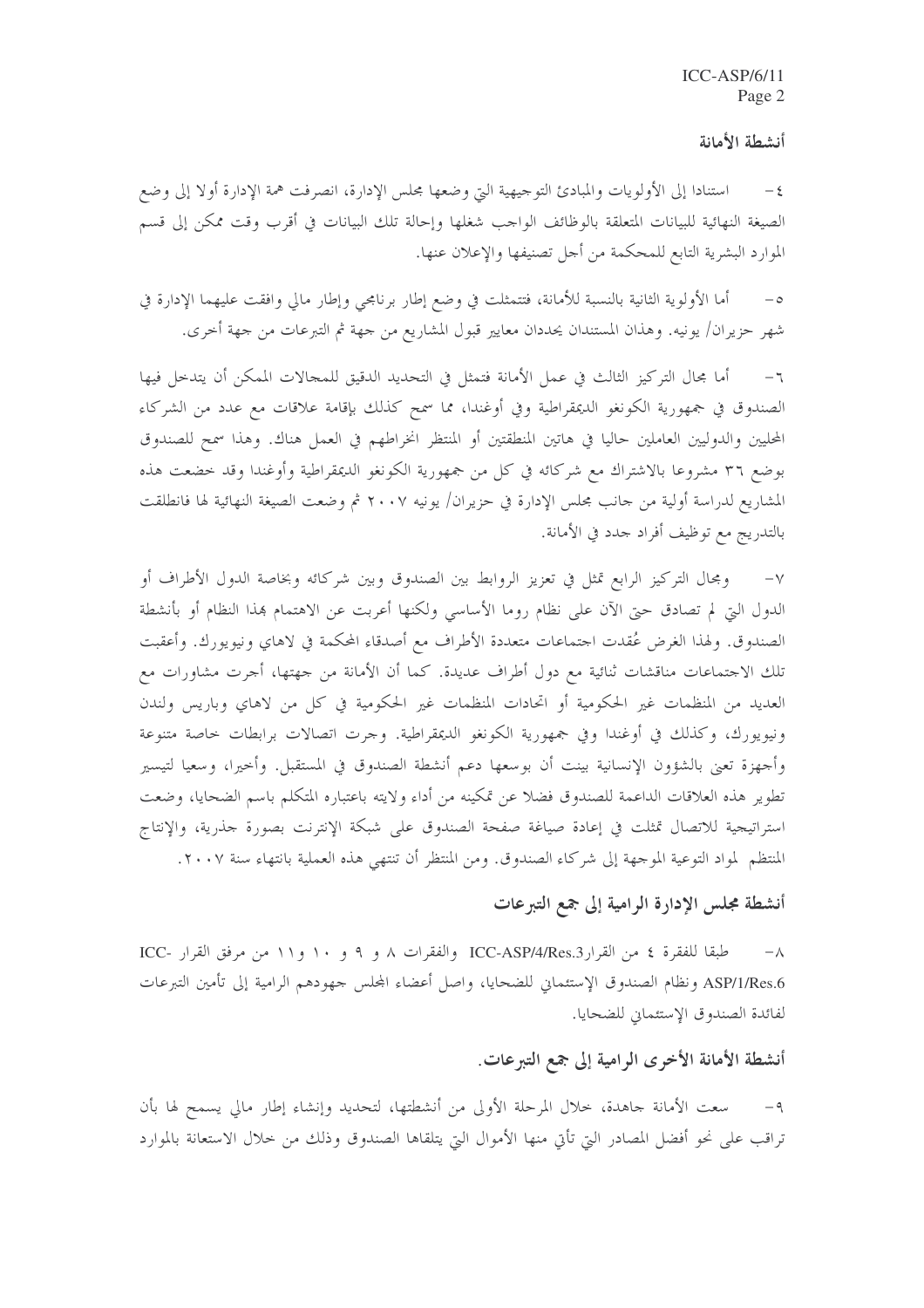## أنشطة الأمانة

٤- استنادا إلى الأولويات والمبادئ التوجيهية التي وضعها مجلس الإدارة، انصرفت همة الإدارة أولا إلى وضع الصيغة النهائية للبيانات المتعلقة بالوظائف الواجب شغلها وإحالة تلك البيانات في أقرب وقت ممكن إلى قسم الموارد البشرية التابع للمحكمة من أجل تصنيفها والإعلان عنها.

٥- أما الأولوية الثانية بالنسبة للأمانة، فتتمثل في وضع إطار برنامجي وإطار مالي وافقت عليهما الإدارة في شهر حزيران/ يونيه. وهذان المستندان يحددان معايير قبول المشاريع من جهة ثم التبرعات من جهة أخرى.

٦- أما مجال التركيز الثالث في عمل الأمانة فتمثل في التحديد الدقيق للمجالات الممكن أن يتدخل فيها الصندوق في جمهورية الكونغو الديمقراطية وفي أوغندا، مما سمح كذلك بإقامة علاقات مع عدد من الشركاء المحليين والدوليين العاملين حاليا في هاتين المنطقتين أو المنتظر انخراطهم في العمل هناك. وهذا سمح للصندوق بوضع ٣٦ مشروعا بالاشتراك مع شركائه في كل من جمهورية الكونغو الديمقراطية وأوغندا وقد خضعت هذه المشاريع لدراسة أولية من جانب مجلس الإدارة في حزيران/ يونيه ٢٠٠٧ ثم وضعت الصيغة النهائية لها فانطلقت بالتدريج مع توظيف أفراد جدد في الأمانة.

٧- ومجال التركيز الرابع تمثل في تعزيز الروابط بين الصندوق وبين شركائه وبخاصة الدول الأطراف أو الدول التي لم تصادق حتى الآن على نظام روما الأساسي ولكنها أعربت عن الاهتمام بهذا النظام أو بأنشطة الصندوق. ولهذا الغرض عُقدت اجتماعات متعددة الأطراف مع أصدقاء المحكمة في لاهاي ونيويورك. وأعقبت تلك الاجتماعات مناقشات ثنائية مع دول أطراف عديدة. كما أن الأمانة من جهتها، أجرت مشاورات مع العديد من المنظمات غير الحكومية أو اتحادات المنظمات غير الحكومية في كل من لاهاي وباريس ولندن ونيويورك، وكذلك في أوغندا وفي جمهورية الكونغو الديمقراطية. وجرت اتصالات برابطات خاصة متنوعة وأجهزة تعنى بالشؤون الإنسانية بينت أن بوسعها دعم أنشطة الصندوق في المستقبل. وأخيرا، وسعيا لتيسير تطوير هذه العلاقات الداعمة للصندوق فضلا عن تمكينه من أداء ولايته باعتباره المتكلم باسم الضحايا، وضعت استراتيجية للاتصال تمثلت في إعادة صياغة صفحة الصندوق على شبكة الإنترنت بصورة جذرية، والإنتاج المنتظم لمواد التوعية الموجهة إلى شركاء الصندوق. ومن المنتظر أن تنتهي هذه العملية بانتهاء سنة ٢٠٠٧.

## أنشطة مجلس الإدارة الرامية إلى جمع التبرعات

٨- طبقا للفقرة ٤ من القرار ICC-ASP/4/Res.3 والفقرات ٨ و ٩ و ١٠ و ١١ من مرفق القرار ICC-ASP/1/Res.6 ونظام الصندوق الإستئماني للضحايا، واصل أعضاء المجلس جهودهم الرامية إلى تأمين التبرعات لفائدة الصندوق الإستئماني للضحايا.

## أنشطة الأمانة الأخرى الرامية إلى جمع التبرعات.

٩- سعت الأمانة جاهدة، خلال المرحلة الأولى من أنشطتها، لتحديد وإنشاء إطار مالي يسمح لها بأن تراقب على نحو أفضل المصادر التي تأتي منها الأموال التي يتلقاها الصندوق وذلك من خلال الاستعانة بالموارد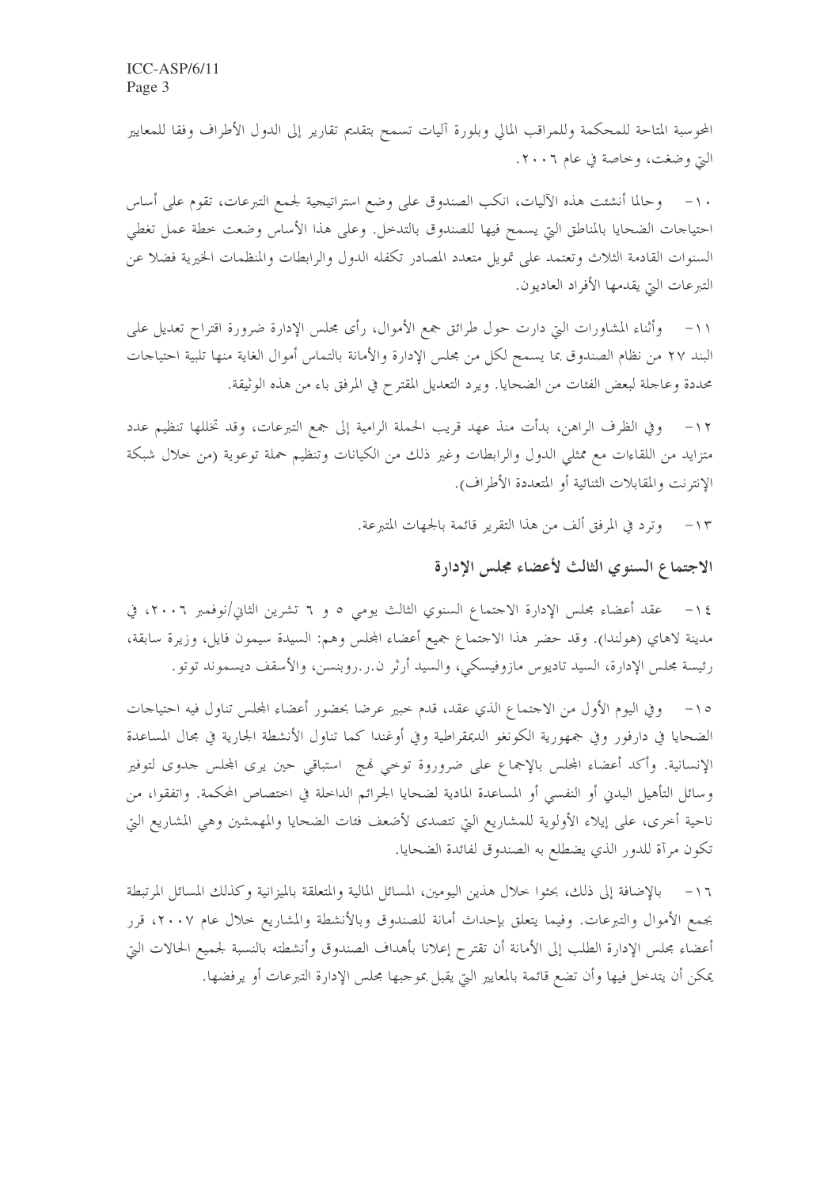المحوسبة المتاحة للمحكمة وللمراقب المالي وبلورة آليات تسمح بتقديم تقارير إلى الدول الأطراف وفقا للمعايير التي وضعت، وخاصة في عام ٢٠٠٦.

١٠- وحالما أنشئت هذه الآليات، انكب الصندوق على وضع استراتيجية لجمع التبرعات، تقوم على أساس احتياجات الضحايا بالمناطق التي يسمح فيها للصندوق بالتدخل. وعلى هذا الأساس وضعت خطة عمل تغطي السنوات القادمة الثلاث وتعتمد على تمويل متعدد المصادر تكفله الدول والرابطات والمنظمات الخيرية فضلا عن التبرعات التي يقدمها الأفراد العاديون.

١١- وأثناء المشاورات التي دارت حول طرائق جمع الأموال، رأى مجلس الإدارة ضرورة اقتراح تعديل على البند ٢٧ من نظام الصندوق بما يسمح لكل من مجلس الإدارة والأمانة بالتماس أموال الغاية منها تلبية احتياجات محددة وعاجلة لبعض الفئات من الضحايا. ويرد التعديل المقترح في المرفق باء من هذه الوثيقة.

١٢- وفي الظرف الراهن، بدأت منذ عهد قريب الحملة الرامية إلى جمع التبرعات، وقد تخللها تنظيم عدد متزايد من اللقاءات مع ممثلي الدول والرابطات وغير ذلك من الكيانات وتنظيم حملة توعوية (من خلال شبكة الإنترنت والمقابلات الثنائية أو المتعددة الأطراف).

١٣- وترد في المرفق ألف من هذا التقرير قائمة بالجهات المتبرعة.

## الاجتماع السنوي الثالث لأعضاء مجلس الإدارة

١٤- عقد أعضاء مجلس الإدارة الاجتماع السنوي الثالث يومي ٥ و ٦ تشرين الثاني/نوفمبر ٢٠٠٦، في مدينة لاهاي (هولندا). وقد حضر هذا الاجتماع جميع أعضاء المجلس وهم: السيدة سيمون فايل، وزيرة سابقة، رئيسة مجلس الإدارة، السيد تاديوس مازوفيسكي، والسيد أرثر ن.ر.روبنسن، والأسقف ديسموند توتو.

١٥- وفي اليوم الأول من الاجتماع الذي عقد، قدم خبير عرضا بحضور أعضاء المجلس تناول فيه احتياجات الضحايا في دارفور وفي جمهورية الكونغو الديمقراطية وفي أوغندا كما تناول الأنشطة الجارية في مجال المساعدة الإنسانية. وأكد أعضاء المجلس بالإجماع على ضرورة توخي نهج استباقي حين يرى المجلس جدوى لتوفير وسائل التأهيل البدني أو النفسي أو المساعدة المادية لضحايا الجرائم الداخلة في اختصاص المحكمة. واتفقوا، من ناحية أخرى، على إيلاء الأولوية للمشاريع التي تتصدى لأضعف فئات الضحايا والمهمشين وهي المشاريع التي تكون مرآة للدور الذي يضطلع به الصندوق لفائدة الضحايا.

١٦- بالإضافة إلى ذلك، بحثوا خلال هذين اليومين، المسائل المالية والمتعلقة بالميزانية وكذلك المسائل المرتبطة بجمع الأموال والتبرعات. وفيما يتعلق بإحداث أمانة للصندوق وبالأنشطة والمشاريع خلال عام ٢٠٠٧، قرر أعضاء مجلس الإدارة الطلب إلى الأمانة أن تقترح إعلانا بأهداف الصندوق وأنشطته بالنسبة لجميع الحالات التي يمكن أن يتدخل فيها وأن تضع قائمة بالمعايير التي يقبل بموجبها مجلس الإدارة التبرعات أو يرفضها.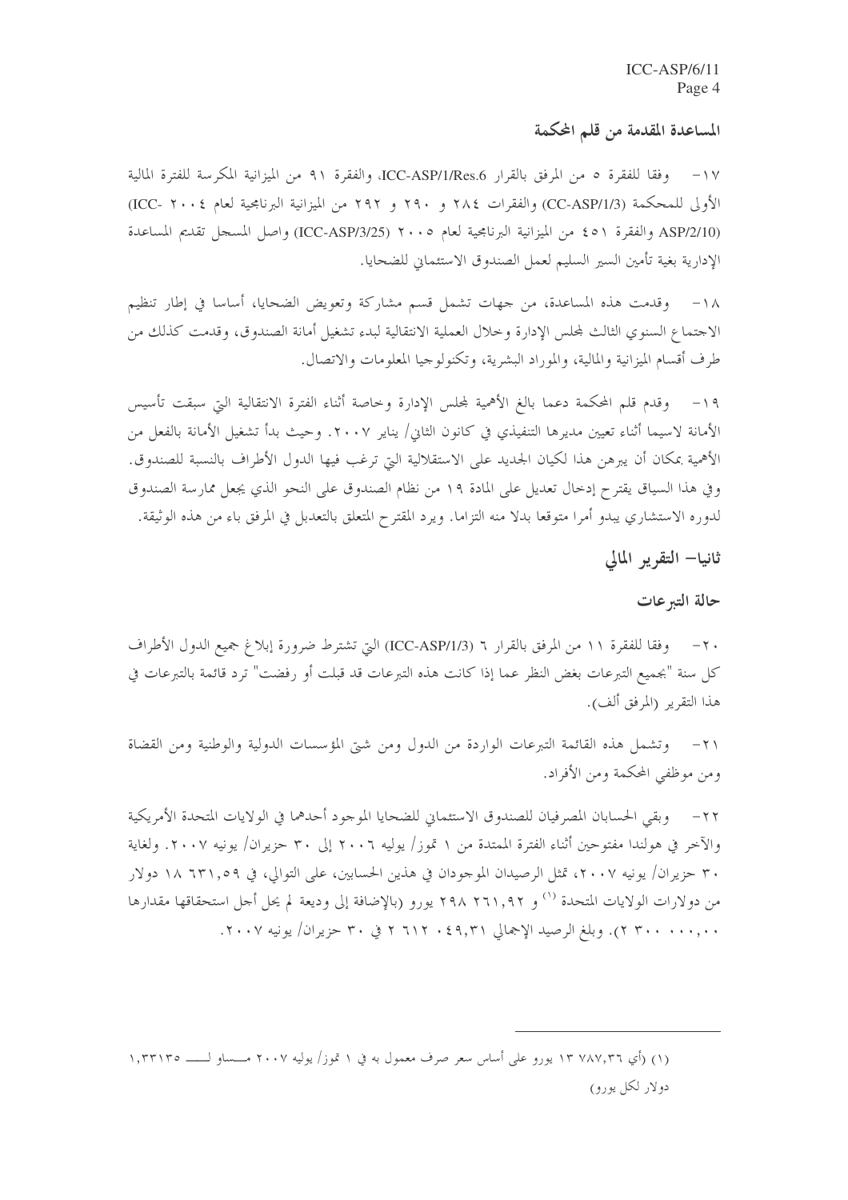## المساعدة المقدمة من قلم المحكمة

١٧- وفقا للفقرة ٥ من المرفق بالقرار ICC-ASP/1/Res.6، والفقرة ٩١ من الميزانية المكرسة للفترة المالية الأولى للمحكمة (CC-ASP/1/3) والفقرات ٢٨٤ و ٢٩٠ و ٢٩٢ من الميزانية البرنامجية لعام ٢٠٠٤ (ICC-ASP/2/10) والفقرة ٤٥١ من الميزانية البرنامجية لعام ٢٠٠٥ (ICC-ASP/3/25) واصل المسجل تقديم المساعدة الإدارية بغية تأمين السير السليم لعمل الصندوق الاستئماني للضحايا.

١٨- وقدمت هذه المساعدة، من جهات تشمل قسم مشاركة وتعويض الضحايا، أساسا في إطار تنظيم الاجتماع السنوي الثالث لمجلس الإدارة وخلال العملية الانتقالية لبدء تشغيل أمانة الصندوق، وقدمت كذلك من طرف أقسام الميزانية والمالية، والموارد البشرية، وتكنولوجيا المعلومات والاتصال.

١٩- وقدم قلم المحكمة دعما بالغ الأهمية لمجلس الإدارة وخاصة أثناء الفترة الانتقالية التي سبقت تأسيس الأمانة لاسيما أثناء تعيين مديرها التنفيذي في كانون الثاني/ يناير ٢٠٠٧. وحيث بدأ تشغيل الأمانة بالفعل من الأهمية بمكان أن يبرهن هذا لكيان الجديد على الاستقلالية التي ترغب فيها الدول الأطراف بالنسبة للصندوق. وفي هذا السياق يقترح إدخال تعديل على المادة ١٩ من نظام الصندوق على النحو الذي يجعل ممارسة الصندوق لدوره الاستشاري يبدو أمرا متوقعا بدلا منه التزاما. ويرد المقترح المتعلق بالتعديل في المرفق باء من هذه الوثيقة.

## ثانيا- التقرير المالي

### حالة التبرعات

٢٠- وفقا للفقرة ١١ من المرفق بالقرار ٦ (ICC-ASP/1/3) التي تشترط ضرورة إبلاغ جميع الدول الأطراف كل سنة "بجميع التبرعات بغض النظر عما إذا كانت هذه التبرعات قد قبلت أو رفضت" ترد قائمة بالتبرعات في هذا التقرير (المرفق ألف).

٢١- وتشمل هذه القائمة التبرعات الواردة من الدول ومن شتى المؤسسات الدولية والوطنية ومن القضاة ومن موظفي المحكمة ومن الأفراد.

٢٢- وبقي الحسابان المصرفيان للصندوق الاستئماني للضحايا الموجود أحدهما في الولايات المتحدة الأمريكية والآخر في هولندا مفتوحين أثناء الفترة الممتدة من ١ تموز/ يوليه ٢٠٠٦ إلى ٣٠ حزيران/ يونيه ٢٠٠٧. ولغاية ٣٠ حزيران/ يونيه ٢٠٠٧، تمثل الرصيدان الموجودان في هذين الحسابين، على التوالي، في ١٨ ٦٣١,٥٩ دولار من دولارات الولايات المتحدة [1] و ٢٩٨ ٢٦١,٩٢ يورو (بالإضافة إلى وديعة لم يحل أجل استحقاقها مقدارها ٢ ٣٠٠ ٠٠٠,٠٠). وبلغ الرصيد الإجمالي ٢ ٦١٢ ٠٤٩,٣١ في ٣٠ حزيران/ يونيه ٢٠٠٧.

---

(١) (أي ١٣ ٧٨٧,٣٦ يورو على أساس سعر صرف معمول به في ١ تموز/ يوليه ٢٠٠٧ مساو لـ ١,٣٣١٣٥ دولار لكل يورو)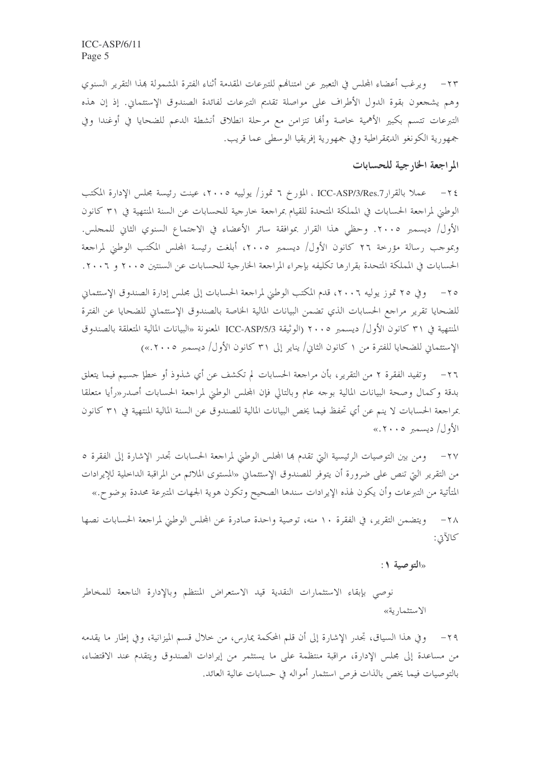٢٣- ويرغب أعضاء المجلس في التعبير عن امتنانهم للتبرعات المقدمة أثناء الفترة المشمولة بهذا التقرير السنوي وهم يشجعون بقوة الدول الأطراف على مواصلة تقديم التبرعات لفائدة الصندوق الإستئماني. إذ إن هذه التبرعات تتسم بكبير الأهمية خاصة وأنها تتزامن مع مرحلة انطلاق أنشطة الدعم للضحايا في أوغندا وفي جمهورية الكونغو الديمقراطية وفي جمهورية إفريقيا الوسطى عما قريب.

## المراجعة الخارجية للحسابات

٢٤- عملا بالقرارICC-ASP/3/Res.7 ، المؤرخ ٦ تموز/ يوليه ٢٠٠٥، عينت رئيسة مجلس الإدارة المكتب الوطني لمراجعة الحسابات في المملكة المتحدة للقيام بمراجعة خارجية للحسابات عن السنة المنتهية في ٣١ كانون الأول/ ديسمبر ٢٠٠٥. وحظي هذا القرار بموافقة سائر الأعضاء في الاجتماع السنوي الثاني للمجلس. وبموجب رسالة مؤرخة ٢٦ كانون الأول/ ديسمبر ٢٠٠٥، أبلغت رئيسة المجلس المكتب الوطني لمراجعة الحسابات في المملكة المتحدة بقرارها تكليفه بإجراء المراجعة الخارجية للحسابات عن السنتين ٢٠٠٥ و ٢٠٠٦.

٢٥- وفي ٢٥ تموز يوليه ٢٠٠٦، قدم المكتب الوطني لمراجعة الحسابات إلى مجلس إدارة الصندوق الإستئماني للضحايا تقرير مراجع الحسابات الذي تضمن البيانات المالية الخاصة بالصندوق الإستئماني للضحايا عن الفترة المنتهية في ٣١ كانون الأول/ ديسمبر ٢٠٠٥ (الوثيقة ICC-ASP/5/3 المعنونة «البيانات المالية المتعلقة بالصندوق الإستئماني للضحايا للفترة من ١ كانون الثاني/ يناير إلى ٣١ كانون الأول/ ديسمبر ٢٠٠٥.»)

٢٦- وتفيد الفقرة ٢ من التقرير، بأن مراجعة الحسابات لم تكشف عن أي شذوذ أو خطإ جسيم فيما يتعلق بدقة وكمال وصحة البيانات المالية بوجه عام وبالتالي فإن المجلس الوطني لمراجعة الحسابات أصدر«رأيا متعلقا بمراجعة الحسابات لا ينم عن أي تحفظ فيما يخص البيانات المالية للصندوق عن السنة المالية المنتهية في ٣١ كانون الأول/ ديسمبر ٢٠٠٥.»

٢٧- ومن بين التوصيات الرئيسية التي تقدم بها المجلس الوطني لمراجعة الحسابات تجدر الإشارة إلى الفقرة ٥ من التقرير التي تنص على ضرورة أن يتوفر للصندوق الإستئماني «المستوى الملائم من المراقبة الداخلية للإيرادات المتأتية من التبرعات وأن يكون لهذه الإيرادات سندها الصحيح وتكون هوية الجهات المتبرعة محددة بوضوح.»

٢٨- ويتضمن التقرير، في الفقرة ١٠ منه، توصية واحدة صادرة عن المجلس الوطني لمراجعة الحسابات نصها كالآتي:

«**التوصية ١**:

نوصي بإبقاء الاستثمارات النقدية قيد الاستعراض المنتظم وبالإدارة الناجعة للمخاطر الاستثمارية»

٢٩- وفي هذا السياق، تجدر الإشارة إلى أن قلم المحكمة يمارس، من خلال قسم الميزانية، وفي إطار ما يقدمه من مساعدة إلى مجلس الإدارة، مراقبة منتظمة على ما يستثمر من إيرادات الصندوق ويتقدم عند الاقتضاء، بالتوصيات فيما يخص بالذات فرص استثمار أمواله في حسابات عالية العائد.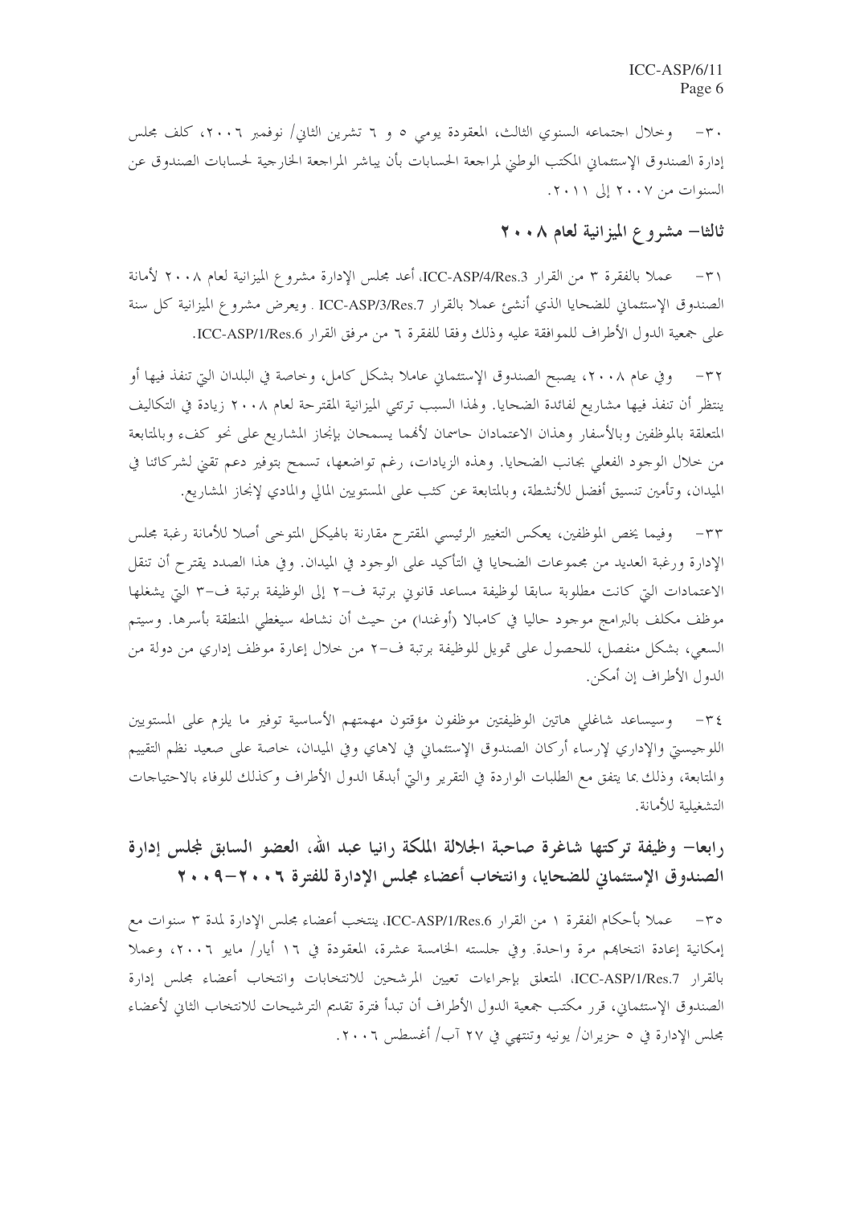٣٠- وخلال اجتماعه السنوي الثالث، المعقودة يومي ٥ و ٦ تشرين الثاني/ نوفمبر ٢٠٠٦، كلف مجلس إدارة الصندوق الإستئماني المكتب الوطني لمراجعة الحسابات بأن يباشر المراجعة الخارجية لحسابات الصندوق عن السنوات من ٢٠٠٧ إلى ٢٠١١.

## ثالثا- مشروع الميزانية لعام ٢٠٠٨

٣١- عملا بالفقرة ٣ من القرار ICC-ASP/4/Res.3، أعد مجلس الإدارة مشروع الميزانية لعام ٢٠٠٨ لأمانة الصندوق الإستئماني للضحايا الذي أنشئ عملا بالقرار ICC-ASP/3/Res.7 . ويعرض مشروع الميزانية كل سنة على جمعية الدول الأطراف للموافقة عليه وذلك وفقا للفقرة ٦ من مرفق القرار ICC-ASP/1/Res.6.

٣٢- وفي عام ٢٠٠٨، يصبح الصندوق الإستئماني عاملا بشكل كامل، وخاصة في البلدان التي تنفذ فيها أو ينتظر أن تنفذ فيها مشاريع لفائدة الضحايا. ولهذا السبب ترتئي الميزانية المقترحة لعام ٢٠٠٨ زيادة في التكاليف المتعلقة بالموظفين وبالأسفار وهذان الاعتمادان حاسمان لأنهما يسمحان بإنجاز المشاريع على نحو كفء وبالمتابعة من خلال الوجود الفعلي بجانب الضحايا. وهذه الزيادات، رغم تواضعها، تسمح بتوفير دعم تقني لشركائنا في الميدان، وتأمين تنسيق أفضل للأنشطة، وبالمتابعة عن كثب على المستويين المالي والمادي لإنجاز المشاريع.

٣٣- وفيما يخص الموظفين، يعكس التغيير الرئيسي المقترح مقارنة بالهيكل المتوخى أصلا للأمانة رغبة مجلس الإدارة ورغبة العديد من مجموعات الضحايا في التأكيد على الوجود في الميدان. وفي هذا الصدد يقترح أن تنقل الاعتمادات التي كانت مطلوبة سابقا لوظيفة مساعد قانوني برتبة ف-٢ إلى الوظيفة برتبة ف-٣ التي يشغلها موظف مكلف بالبرامج موجود حاليا في كامبالا (أوغندا) من حيث أن نشاطه سيغطي المنطقة بأسرها. وسيتم السعي، بشكل منفصل، للحصول على تمويل للوظيفة برتبة ف-٢ من خلال إعارة موظف إداري من دولة من الدول الأطراف إن أمكن.

٣٤- وسيساعد شاغلي هاتين الوظيفتين موظفون مؤقتون مهمتهم الأساسية توفير ما يلزم على المستويين اللوجيستي والإداري لإرساء أركان الصندوق الإستئماني في لاهاي وفي الميدان، خاصة على صعيد نظم التقييم والمتابعة، وذلك بما يتفق مع الطلبات الواردة في التقرير والتي أبدتها الدول الأطراف وكذلك للوفاء بالاحتياجات التشغيلية للأمانة.

## رابعا- وظيفة تركتها شاغرة صاحبة الجلالة الملكة رانيا عبد الله، العضو السابق لمجلس إدارة الصندوق الإستئماني للضحايا، وانتخاب أعضاء مجلس الإدارة للفترة ٢٠٠٦-٢٠٠٩

٣٥- عملا بأحكام الفقرة ١ من القرار ICC-ASP/1/Res.6، ينتخب أعضاء مجلس الإدارة لمدة ٣ سنوات مع إمكانية إعادة انتخابهم مرة واحدة. وفي جلسته الخامسة عشرة، المعقودة في ١٦ أيار/ مايو ٢٠٠٦، وعملا بالقرار ICC-ASP/1/Res.7، المتعلق بإجراءات تعيين المرشحين للانتخابات وانتخاب أعضاء مجلس إدارة الصندوق الإستئماني، قرر مكتب جمعية الدول الأطراف أن تبدأ فترة تقديم الترشيحات للانتخاب الثاني لأعضاء مجلس الإدارة في ٥ حزيران/ يونيه وتنتهي في ٢٧ آب/ أغسطس ٢٠٠٦.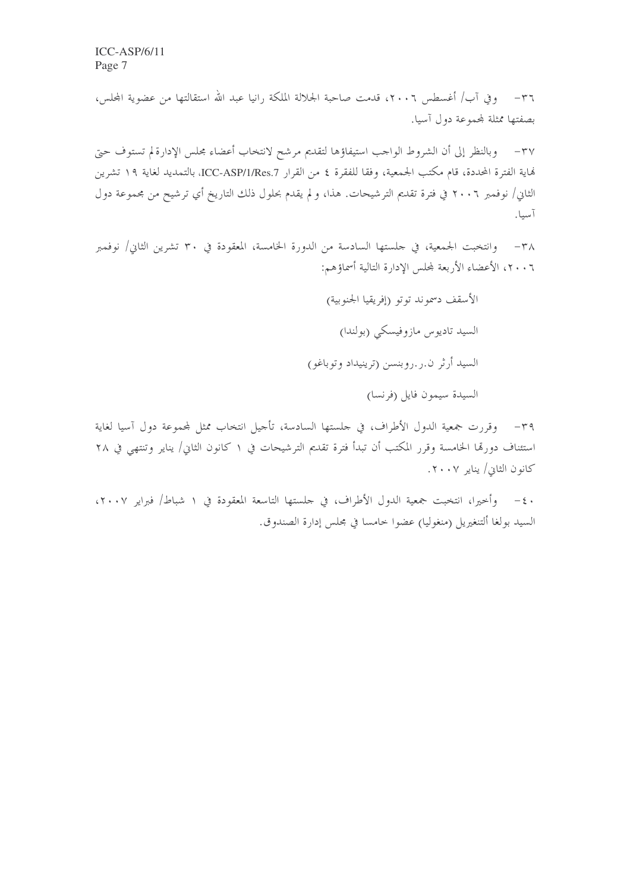٣٦- وفي آب/ أغسطس ٢٠٠٦، قدمت صاحبة الجلالة الملكة رانيا عبد الله استقالتها من عضوية المجلس، بصفتها ممثلة لمجموعة دول آسيا.

٣٧- وبالنظر إلى أن الشروط الواجب استيفاؤها لتقديم مرشح لانتخاب أعضاء مجلس الإدارة لم تستوف حتى نهاية الفترة المحددة، قام مكتب الجمعية، وفقا للفقرة ٤ من القرار ICC-ASP/1/Res.7، بالتمديد لغاية ١٩ تشرين الثاني/ نوفمبر ٢٠٠٦ في فترة تقديم الترشيحات. هذا، ولم يقدم بحلول ذلك التاريخ أي ترشيح من مجموعة دول آسيا.

٣٨- وانتخبت الجمعية، في جلستها السادسة من الدورة الخامسة، المعقودة في ٣٠ تشرين الثاني/ نوفمبر ٢٠٠٦، الأعضاء الأربعة لمجلس الإدارة التالية أسماؤهم:

الأسقف دسموند توتو (إفريقيا الجنوبية)

السيد تاديوس مازوفيسكي (بولندا)

السيد أرثر ن.ر.روبنسن (ترينيداد وتوباغو)

السيدة سيمون فايل (فرنسا)

٣٩- وقررت جمعية الدول الأطراف، في جلستها السادسة، تأجيل انتخاب ممثل لمجموعة دول آسيا لغاية استئناف دورتها الخامسة وقرر المكتب أن تبدأ فترة تقديم الترشيحات في ١ كانون الثاني/ يناير وتنتهي في ٢٨ كانون الثاني/ يناير ٢٠٠٧.

٤٠- وأخيرا، انتخبت جمعية الدول الأطراف، في جلستها التاسعة المعقودة في ١ شباط/ فبراير ٢٠٠٧، السيد بولغا ألتنغيريل (منغوليا) عضوا خامسا في مجلس إدارة الصندوق.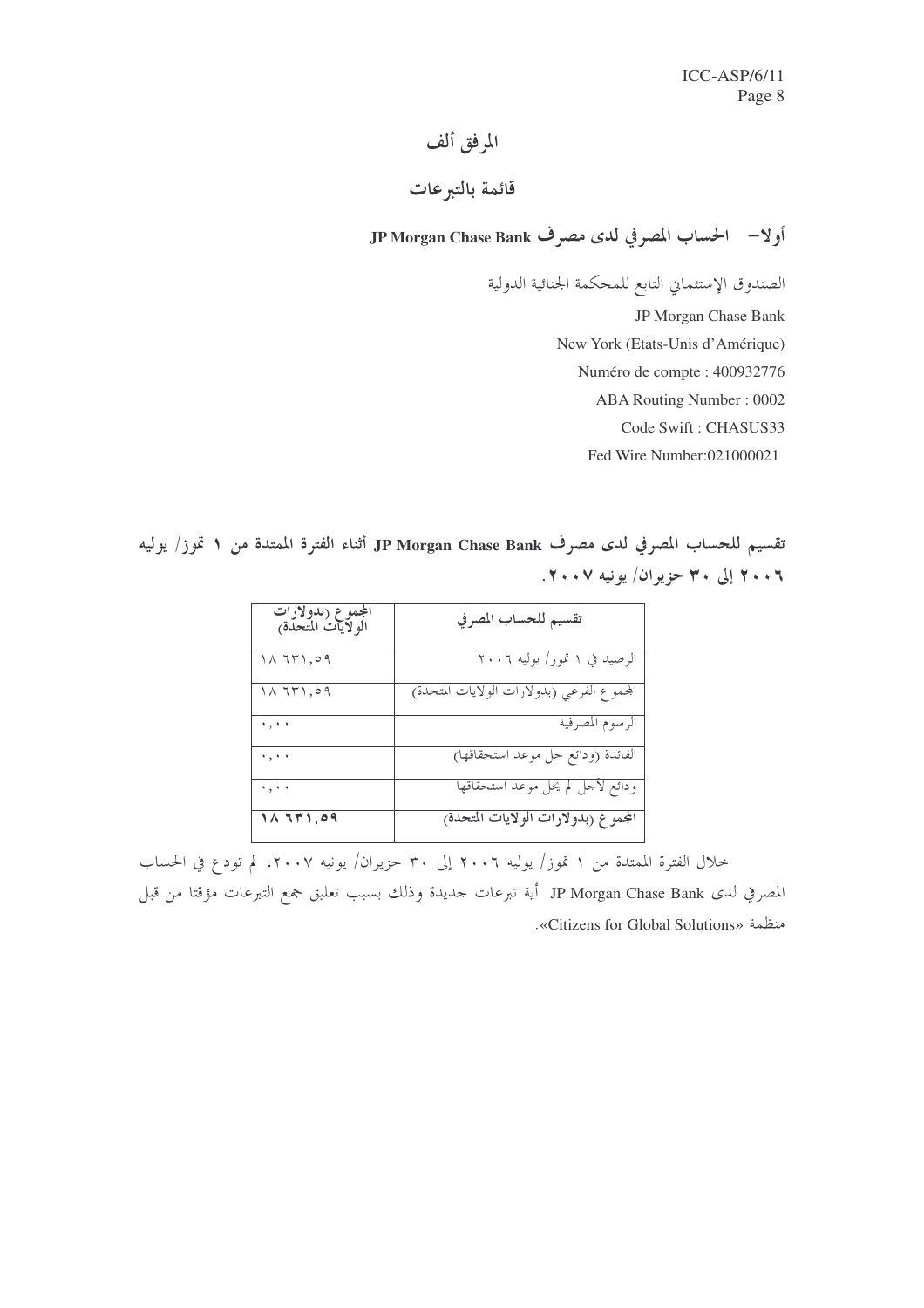# المرفق ألف

## قائمة بالتبرعات

### أولا– الحساب المصرفي لدى مصرف JP Morgan Chase Bank

الصندوق الإستئماني التابع للمحكمة الجنائية الدولية

JP Morgan Chase Bank
New York (Etats-Unis d'Amérique)
Numéro de compte : 400932776
ABA Routing Number : 0002
Code Swift : CHASUS33
Fed Wire Number:021000021

**تقسيم للحساب المصرفي لدى مصرف JP Morgan Chase Bank أثناء الفترة الممتدة من ١ تموز/ يوليه ٢٠٠٦ إلى ٣٠ حزيران/ يونيه ٢٠٠٧.**

| تقسيم للحساب المصرفي | المجموع (بدولارات الولايات المتحدة) |
|---|---|
| الرصيد في ١ تموز/ يوليه ٢٠٠٦ | ١٨ ٦٣١,٥٩ |
| المجموع الفرعي (بدولارات الولايات المتحدة) | ١٨ ٦٣١,٥٩ |
| الرسوم المصرفية | ٠,٠٠ |
| الفائدة (ودائع حل موعد استحقاقها) | ٠,٠٠ |
| ودائع لأجل لم يحل موعد استحقاقها | ٠,٠٠ |
| **المجموع (بدولارات الولايات المتحدة)** | **١٨ ٦٣١,٥٩** |

خلال الفترة الممتدة من ١ تموز/ يوليه ٢٠٠٦ إلى ٣٠ حزيران/ يونيه ٢٠٠٧، لم تودع في الحساب المصرفي لدى JP Morgan Chase Bank أية تبرعات جديدة وذلك بسبب تعليق جمع التبرعات مؤقتا من قبل منظمة «Citizens for Global Solutions».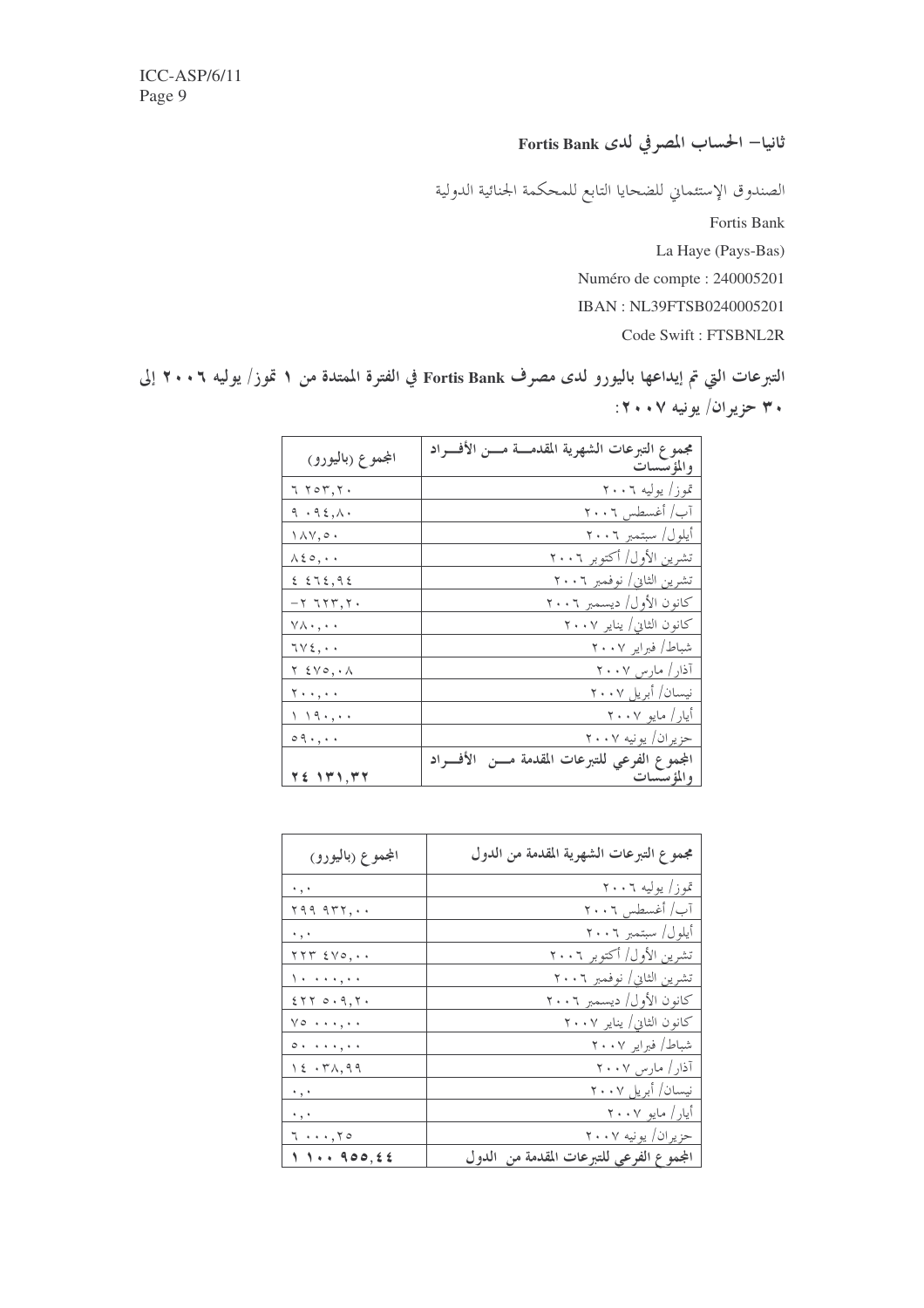## ثانيا– الحساب المصرفي لدى Fortis Bank

الصندوق الإستئماني للضحايا التابع للمحكمة الجنائية الدولية

Fortis Bank

La Haye (Pays-Bas)

Numéro de compte : 240005201

IBAN : NL39FTSB0240005201

Code Swift : FTSBNL2R

**التبرعات التي تم إيداعها باليورو لدى مصرف Fortis Bank في الفترة الممتدة من ١ تموز/ يوليه ٢٠٠٦ إلى ٣٠ حزيران/ يونيه ٢٠٠٧:**

| مجموع التبرعات الشهرية المقدمة من الأفراد والمؤسسات | المجموع (باليورو) |
|---|---|
| تموز/ يوليه ٢٠٠٦ | ٦ ٢٥٣,٢٠ |
| آب/ أغسطس ٢٠٠٦ | ٩ ٠٩٤,٨٠ |
| أيلول/ سبتمبر ٢٠٠٦ | ١٨٧,٥٠ |
| تشرين الأول/ أكتوبر ٢٠٠٦ | ٨٤٥,٠٠ |
| تشرين الثاني/ نوفمبر ٢٠٠٦ | ٤ ٤٦٤,٩٤ |
| كانون الأول/ ديسمبر ٢٠٠٦ | -٢ ٦٢٣,٢٠ |
| كانون الثاني/ يناير ٢٠٠٧ | ٧٨٠,٠٠ |
| شباط/ فبراير ٢٠٠٧ | ٦٧٤,٠٠ |
| آذار/ مارس ٢٠٠٧ | ٢ ٤٧٥,٠٨ |
| نيسان/ أبريل ٢٠٠٧ | ٢٠٠,٠٠ |
| أيار/ مايو ٢٠٠٧ | ١ ١٩٠,٠٠ |
| حزيران/ يونيه ٢٠٠٧ | ٥٩٠,٠٠ |
| **المجموع الفرعي للتبرعات المقدمة من الأفراد والمؤسسات** | **٢٤ ١٣١,٣٢** |

| مجموع التبرعات الشهرية المقدمة من الدول | المجموع (باليورو) |
|---|---|
| تموز/ يوليه ٢٠٠٦ | ٠,٠ |
| آب/ أغسطس ٢٠٠٦ | ٢٩٩ ٩٣٢,٠٠ |
| أيلول/ سبتمبر ٢٠٠٦ | ٠,٠ |
| تشرين الأول/ أكتوبر ٢٠٠٦ | ٢٢٣ ٤٧٥,٠٠ |
| تشرين الثاني/ نوفمبر ٢٠٠٦ | ١٠ ٠٠٠,٠٠ |
| كانون الأول/ ديسمبر ٢٠٠٦ | ٤٢٢ ٥٠٩,٢٠ |
| كانون الثاني/ يناير ٢٠٠٧ | ٧٥ ٠٠٠,٠٠ |
| شباط/ فبراير ٢٠٠٧ | ٥٠ ٠٠٠,٠٠ |
| آذار/ مارس ٢٠٠٧ | ١٤ ٠٣٨,٩٩ |
| نيسان/ أبريل ٢٠٠٧ | ٠,٠ |
| أيار/ مايو ٢٠٠٧ | ٠,٠ |
| حزيران/ يونيه ٢٠٠٧ | ٦ ٠٠٠,٢٥ |
| **المجموع الفرعي للتبرعات المقدمة من الدول** | **١ ١٠٠ ٩٥٥,٤٤** |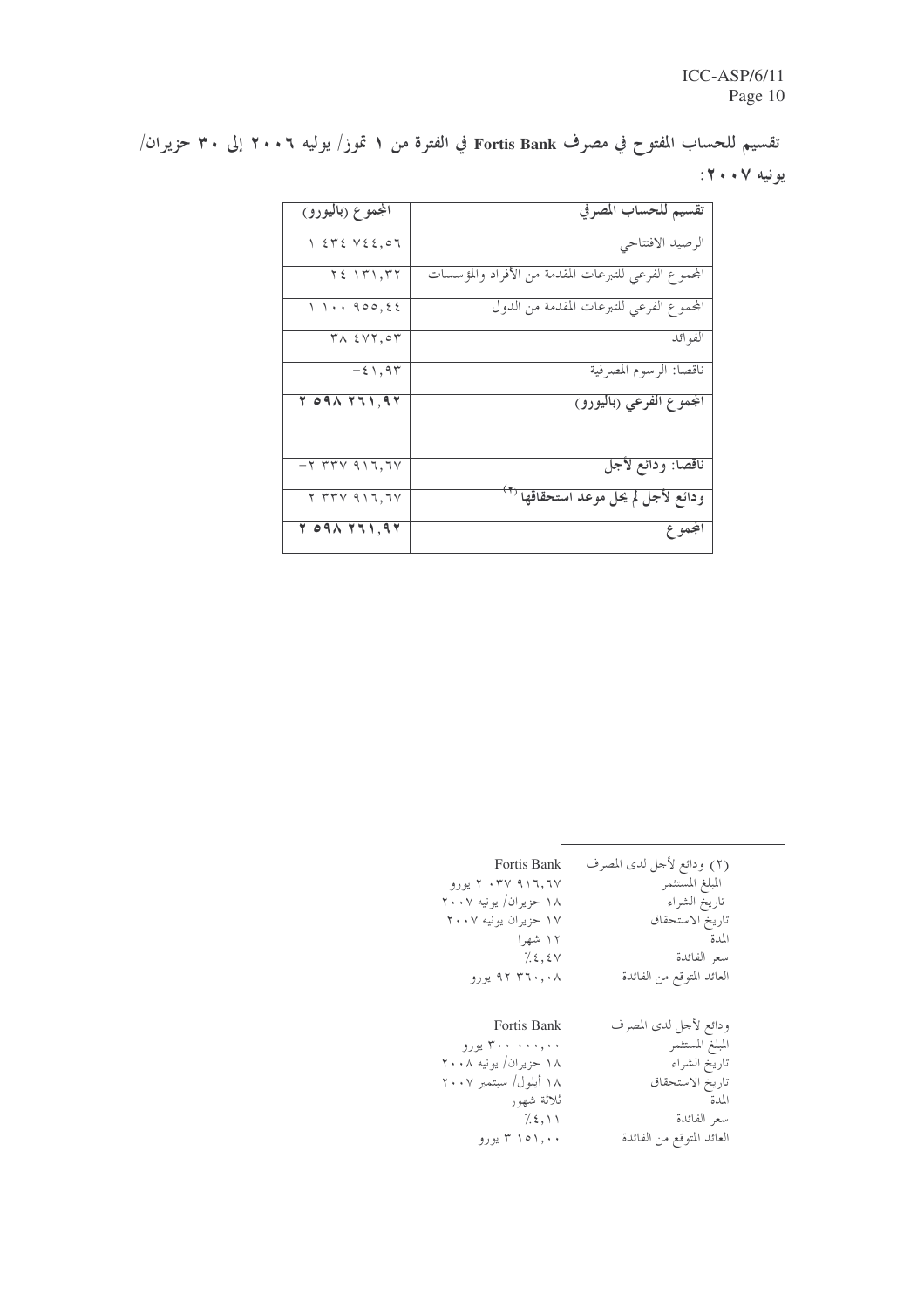**تقسيم للحساب المفتوح في مصرف Fortis Bank في الفترة من ١ تموز/ يوليه ٢٠٠٦ إلى ٣٠ حزيران/ يونيه ٢٠٠٧:**

| تقسيم للحساب المصرفي | المجموع (باليورو) |
|---|---|
| الرصيد الافتتاحي | ١ ٤٣٤ ٧٤٤,٥٦ |
| المجموع الفرعي للتبرعات المقدمة من الأفراد والمؤسسات | ٢٤ ١٣١,٣٢ |
| المجموع الفرعي للتبرعات المقدمة من الدول | ١ ١٠٠ ٩٥٥,٤٤ |
| الفوائد | ٣٨ ٤٧٢,٥٣ |
| ناقصا: الرسوم المصرفية | -٤١,٩٣ |
| **المجموع الفرعي (باليورو)** | **٢ ٥٩٨ ٢٦١,٩٢** |
| | |
| **ناقصا: ودائع لأجل** | -٢ ٣٣٧ ٩١٦,٦٧ |
| **ودائع لأجل لم يحل موعد استحقاقها** [٢] | ٢ ٣٣٧ ٩١٦,٦٧ |
| **المجموع** | **٢ ٥٩٨ ٢٦١,٩٢** |

---

(٢) ودائع لأجل لدى المصرف Fortis Bank
المبلغ المستثمر ٢ ٠٣٧ ٩١٦,٦٧ يورو
تاريخ الشراء ١٨ حزيران/ يونيه ٢٠٠٧
تاريخ الاستحقاق ١٧ حزيران يونيه ٢٠٠٧
المدة ١٢ شهرا
سعر الفائدة ٤,٤٧٪
العائد المتوقع من الفائدة ٩٢ ٣٦٠,٠٨ يورو

ودائع لأجل لدى المصرف Fortis Bank
المبلغ المستثمر ٣٠٠ ٠٠٠,٠٠ يورو
تاريخ الشراء ١٨ حزيران/ يونيه ٢٠٠٨
تاريخ الاستحقاق ١٨ أيلول/ سبتمبر ٢٠٠٧
المدة ثلاثة شهور
سعر الفائدة ٤,١١٪
العائد المتوقع من الفائدة ٣ ١٥١,٠٠ يورو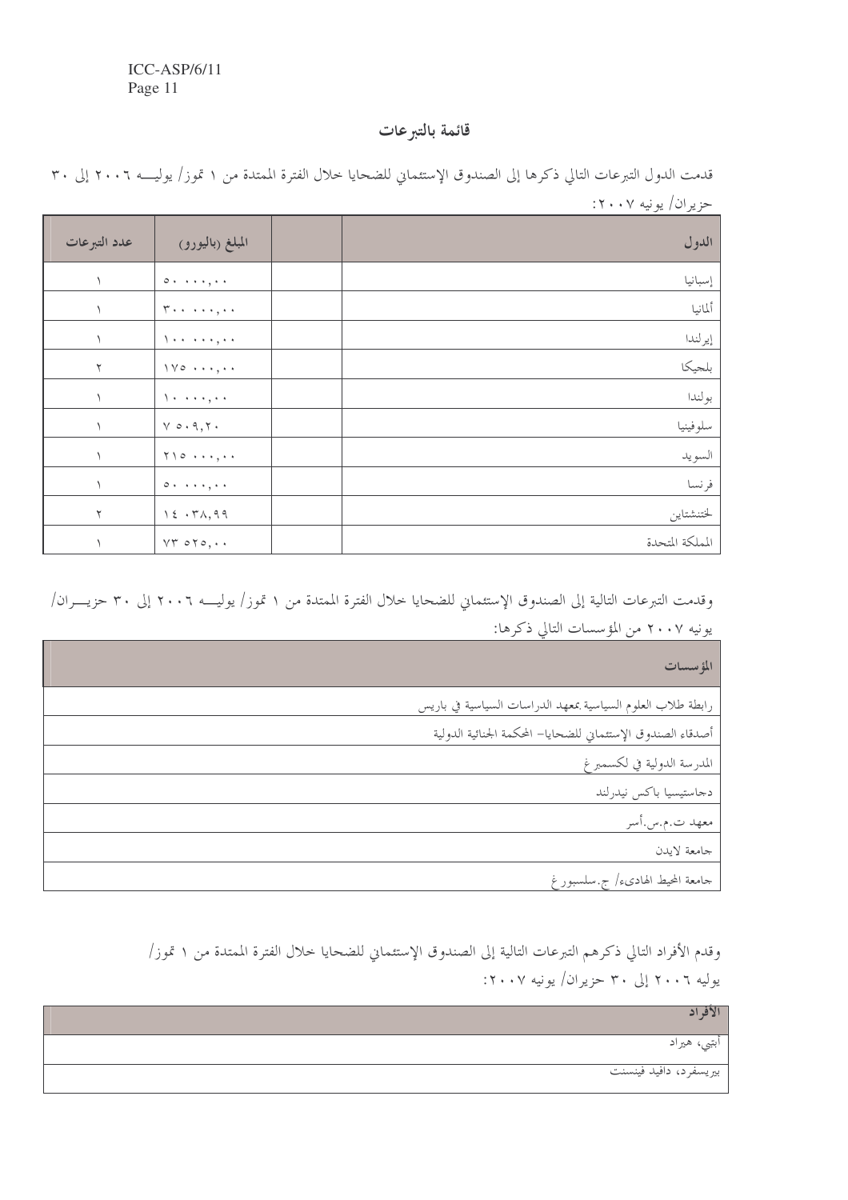## قائمة بالتبرعات

قدمت الدول التبرعات التالي ذكرها إلى الصندوق الإستئماني للضحايا خلال الفترة الممتدة من ١ تموز/ يوليـه ٢٠٠٦ إلى ٣٠ حزيران/ يونيه ٢٠٠٧:

| الدول | | المبلغ (باليورو) | عدد التبرعات |
|---|---|---|---|
| إسبانيا | | ٥٠ ٠٠٠,٠٠ | ١ |
| ألمانيا | | ٣٠٠ ٠٠٠,٠٠ | ١ |
| إيرلندا | | ١٠٠ ٠٠٠,٠٠ | ١ |
| بلجيكا | | ١٧٥ ٠٠٠,٠٠ | ٢ |
| بولندا | | ١٠ ٠٠٠,٠٠ | ١ |
| سلوفينيا | | ٧ ٥٠٩,٢٠ | ١ |
| السويد | | ٢١٥ ٠٠٠,٠٠ | ١ |
| فرنسا | | ٥٠ ٠٠٠,٠٠ | ١ |
| لختنشتاين | | ١٤ ٠٣٨,٩٩ | ٢ |
| المملكة المتحدة | | ٧٣ ٥٢٥,٠٠ | ١ |

وقدمت التبرعات التالية إلى الصندوق الإستئماني للضحايا خلال الفترة الممتدة من ١ تموز/ يوليـه ٢٠٠٦ إلى ٣٠ حزيـران/ يونيه ٢٠٠٧ من المؤسسات التالي ذكرها:

| المؤسسات |
|---|
| رابطة طلاب العلوم السياسية بمعهد الدراسات السياسية في باريس |
| أصدقاء الصندوق الإستئماني للضحايا- المحكمة الجنائية الدولية |
| المدرسة الدولية في لكسمبرغ |
| دجاستيسيا باكس نيدرلند |
| معهد ت.م.س.أسر |
| جامعة لايدن |
| جامعة المحيط الهادىء/ ج.سلسبورغ |

وقدم الأفراد التالي ذكرهم التبرعات التالية إلى الصندوق الإستئماني للضحايا خلال الفترة الممتدة من ١ تموز/ يوليه ٢٠٠٦ إلى ٣٠ حزيران/ يونيه ٢٠٠٧:

| الأفراد |
|---|
| أبتيي، هيراد |
| بيريسفرد، دافيد فينسنت |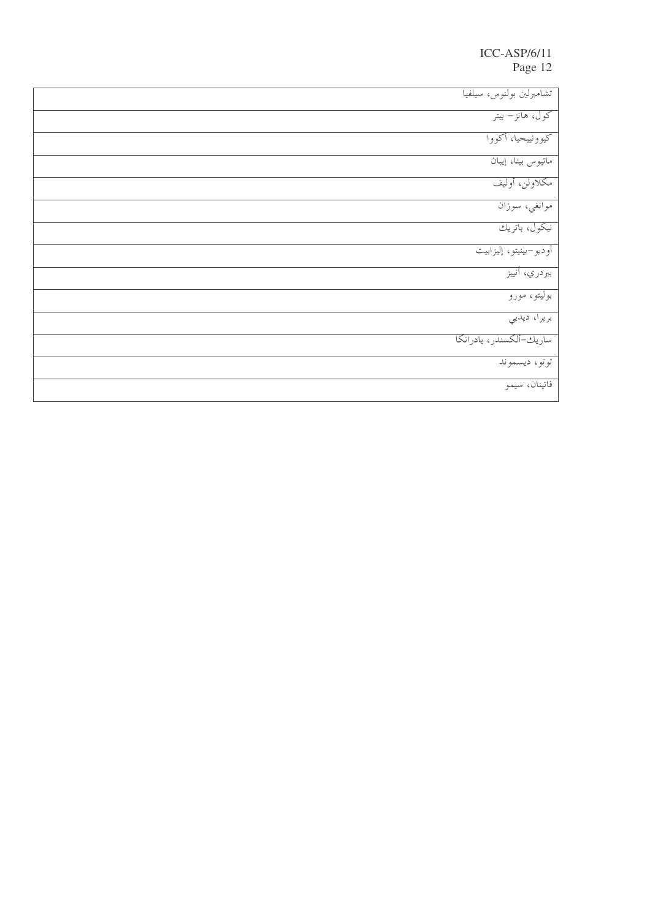| |
|---|
| تشامبرلين بولنوس، سيلفيا |
| كول، هانز– بيتر |
| كيوونيبيحيا، أكووا |
| ماتيوس بينا، إيبان |
| مكلاولن، أوليف |
| موانغي، سوزان |
| نيكول، باتريك |
| أوديو–بينيتو، إليزابيت |
| بيردري، أنييز |
| بوليتو، مورو |
| بريرا، ديدبي |
| ساريك–ألكسندر، يادرانكا |
| توتو، ديسموند |
| فاتينان، سيمو |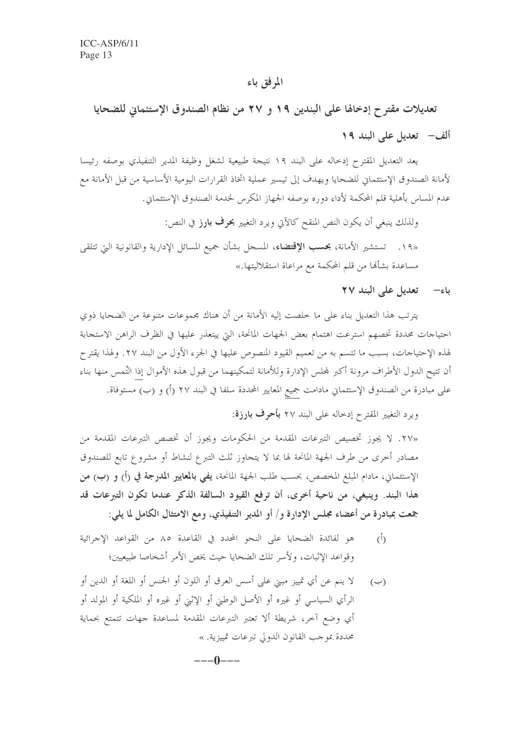## المرفق باء

## تعديلات مقترح إدخالها على البندين ١٩ و ٢٧ من نظام الصندوق الإستئماني للضحايا

### ألف– تعديل على البند ١٩

يعد التعديل المقترح إدخاله على البند ١٩ نتيجة طبيعية لشغل وظيفة المدير التنفيذي بوصفه رئيسا لأمانة الصندوق الإستئماني للضحايا ويهدف إلى تيسير عملية اتخاذ القرارات اليومية الأساسية من قبل الأمانة مع عدم المساس بأهلية قلم المحكمة لأداء دوره بوصفه الجهاز المكرس لخدمة الصندوق الإستئماني.

ولذلك ينبغي أن يكون النص المنقح كالآتي ويرد التغيير **بحرف بارز** في النص:

«١٩. تستشير الأمانة، **بحسب الإقتضاء**، المسجل بشأن جميع المسائل الإدارية والقانونية التي تتلقى مساعدة بشأنها من قلم المحكمة مع مراعاة استقلاليتها.»

### باء– تعديل على البند ٢٧

يترتب هذا التعديل بناء على ما خلصت إليه الأمانة من أن هناك مجموعات متنوعة من الضحايا ذوي احتياجات محددة تخصهم استرعت اهتمام بعض الجهات المانحة، التي يتعذر عليها في الظرف الراهن الاستجابة لهذه الإحتياجات، بسبب ما تتسم به من تعميم القيود المنصوص عليها في الجزء الأول من البند ٢٧. ولهذا يقترح أن تتيح الدول الأطراف مرونة أكبر لمجلس الإدارة وللأمانة لتمكينهما من قبول هذه الأموال إذا التُمس منها بناء على مبادرة من الصندوق الإستئماني مادامت جميع المعايير المحددة سلفا في البند ٢٧ (أ) و (ب) مستوفاة.

ويرد التغيير المقترح إدخاله على البند ٢٧ **بأحرف بارزة**:

«٢٧. لا يجوز تخصيص التبرعات المقدمة من الحكومات ويجوز أن تخصص التبرعات المقدمة من مصادر أخرى من طرف الجهة المانحة لها بما لا يتجاوز ثلث التبرع لنشاط أو مشروع تابع للصندوق الإستئماني، مادام المبلغ المخصص، بحسب طلب الجهة المانحة، **يفي بالمعايير المدرجة في (أ) و (ب) من هذا البند. وينبغي، من ناحية أخرى، أن ترفع القيود السالفة الذكر عندما تكون التبرعات قد جمعت بمبادرة من أعضاء مجلس الإدارة و/ أو المدير التنفيذي، ومع الامتثال الكامل لما يلي:**

(أ) هو لفائدة الضحايا على النحو المحدد في القاعدة ٨٥ من القواعد الإجرائية وقواعد الإثبات، ولأسر تلك الضحايا حيث يخص الأمر أشخاصا طبيعيين؛

(ب) لا ينم عن أي تمييز مبني على أسس العرق أو اللون أو الجنس أو اللغة أو الدين أو الرأي السياسي أو غيره أو الأصل الوطني أو الإثني أو غيره أو الملكية أو المولد أو أي وضع آخر، شريطة ألا تعتبر التبرعات المقدمة لمساعدة جهات تتمتع بحماية محددة بموجب القانون الدولي تبرعات تمييزية. »

---0---